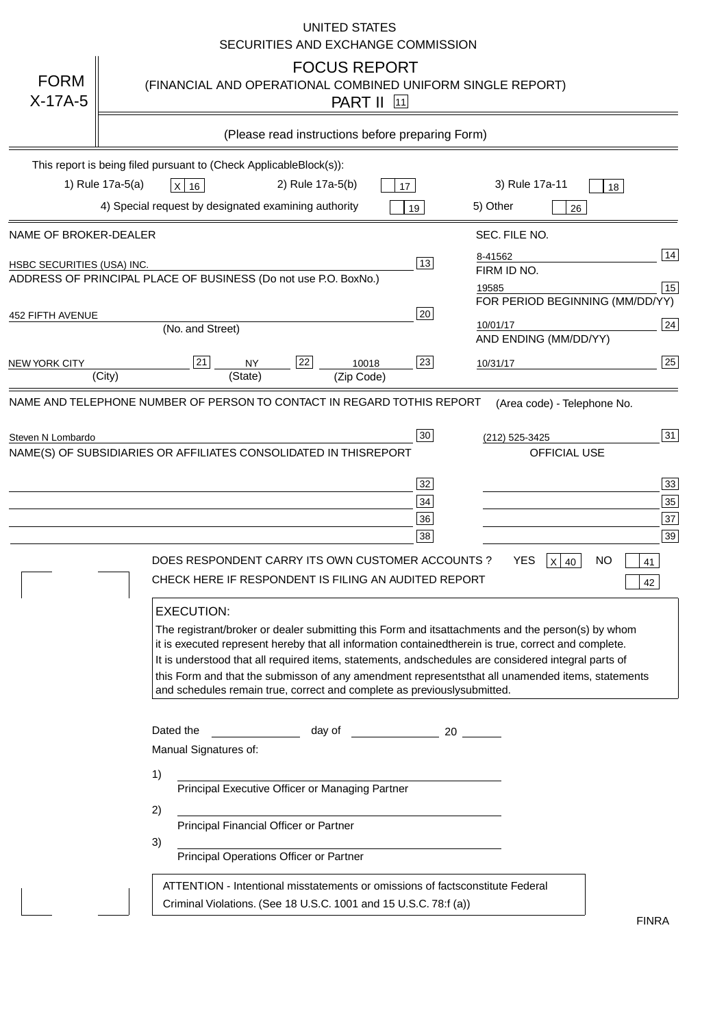UNITED STATES
SECURITIES AND EXCHANGE COMMISSION

FORM X-17A-5

# FOCUS REPORT

(FINANCIAL AND OPERATIONAL COMBINED UNIFORM SINGLE REPORT)

PART II [11]

(Please read instructions before preparing Form)

This report is being filed pursuant to (Check Applicable Block(s)):

1) Rule 17a-5(a) [X] 16    2) Rule 17a-5(b) [ ] 17    3) Rule 17a-11 [ ] 18

4) Special request by designated examining authority [ ] 19    5) Other [ ] 26

| NAME OF BROKER-DEALER | | SEC. FILE NO. | |
|---|---|---|---|
| HSBC SECURITIES (USA) INC. | 13 | 8-41562 | 14 |
| ADDRESS OF PRINCIPAL PLACE OF BUSINESS (Do not use P.O. Box No.) | | FIRM ID NO. | |
| | | 19585 | 15 |
| | | FOR PERIOD BEGINNING (MM/DD/YY) | |
| 452 FIFTH AVENUE (No. and Street) | 20 | 10/01/17 | 24 |
| | | AND ENDING (MM/DD/YY) | |
| NEW YORK CITY (City) [21] NY (State) [22] 10018 (Zip Code) | 23 | 10/31/17 | 25 |

| NAME AND TELEPHONE NUMBER OF PERSON TO CONTACT IN REGARD TO THIS REPORT | | (Area code) - Telephone No. | |
|---|---|---|---|
| Steven N Lombardo | 30 | (212) 525-3425 | 31 |
| NAME(S) OF SUBSIDIARIES OR AFFILIATES CONSOLIDATED IN THIS REPORT | | OFFICIAL USE | |
| | 32 | | 33 |
| | 34 | | 35 |
| | 36 | | 37 |
| | 38 | | 39 |

DOES RESPONDENT CARRY ITS OWN CUSTOMER ACCOUNTS ? YES [X] 40 NO [ ] 41

CHECK HERE IF RESPONDENT IS FILING AN AUDITED REPORT [ ] 42

**EXECUTION:**

The registrant/broker or dealer submitting this Form and its attachments and the person(s) by whom it is executed represent hereby that all information contained therein is true, correct and complete. It is understood that all required items, statements, and schedules are considered integral parts of this Form and that the submisson of any amendment represents that all unamended items, statements and schedules remain true, correct and complete as previously submitted.

Dated the ______________ day of ______________ 20 ______

Manual Signatures of:

1) ________________________________
Principal Executive Officer or Managing Partner

2) ________________________________
Principal Financial Officer or Partner

3) ________________________________
Principal Operations Officer or Partner

ATTENTION - Intentional misstatements or omissions of facts constitute Federal Criminal Violations. (See 18 U.S.C. 1001 and 15 U.S.C. 78:f (a))

FINRA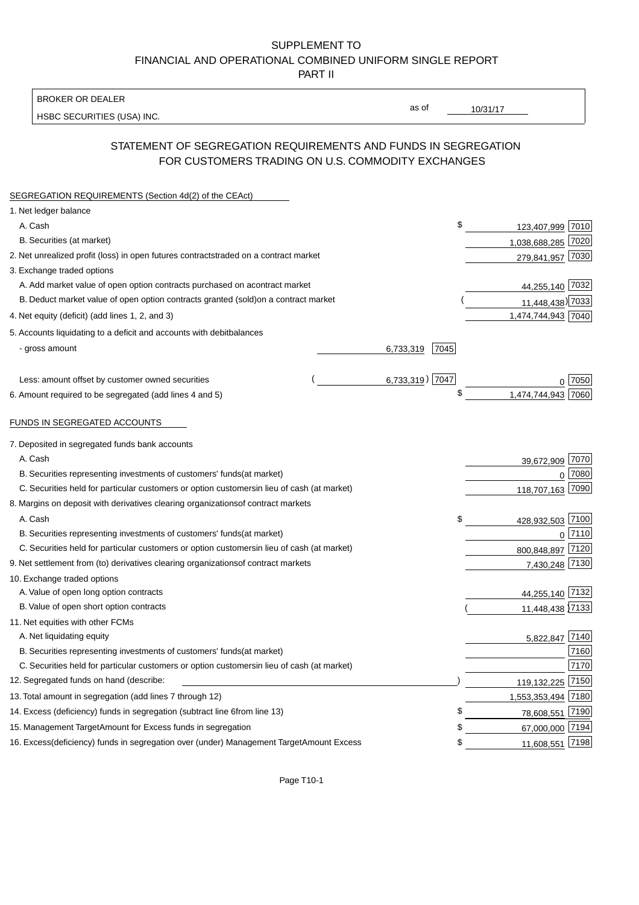SUPPLEMENT TO
FINANCIAL AND OPERATIONAL COMBINED UNIFORM SINGLE REPORT
PART II

BROKER OR DEALER
HSBC SECURITIES (USA) INC.

as of 10/31/17

## STATEMENT OF SEGREGATION REQUIREMENTS AND FUNDS IN SEGREGATION FOR CUSTOMERS TRADING ON U.S. COMMODITY EXCHANGES

SEGREGATION REQUIREMENTS (Section 4d(2) of the CEAct)

| | | | | |
|---|---|---|---|---|
| 1. Net ledger balance | | | | |
| A. Cash | | | $ 123,407,999 | 7010 |
| B. Securities (at market) | | | 1,038,688,285 | 7020 |
| 2. Net unrealized profit (loss) in open futures contracts traded on a contract market | | | 279,841,957 | 7030 |
| 3. Exchange traded options | | | | |
| A. Add market value of open option contracts purchased on a contract market | | | 44,255,140 | 7032 |
| B. Deduct market value of open option contracts granted (sold) on a contract market | | | (11,448,438) | 7033 |
| 4. Net equity (deficit) (add lines 1, 2, and 3) | | | 1,474,744,943 | 7040 |
| 5. Accounts liquidating to a deficit and accounts with debit balances | | | | |
| - gross amount | 6,733,319 | 7045 | | |
| Less: amount offset by customer owned securities | (6,733,319) | 7047 | 0 | 7050 |
| 6. Amount required to be segregated (add lines 4 and 5) | | | $ 1,474,744,943 | 7060 |

FUNDS IN SEGREGATED ACCOUNTS

| | | |
|---|---|---|
| 7. Deposited in segregated funds bank accounts | | |
| A. Cash | 39,672,909 | 7070 |
| B. Securities representing investments of customers' funds (at market) | 0 | 7080 |
| C. Securities held for particular customers or option customers in lieu of cash (at market) | 118,707,163 | 7090 |
| 8. Margins on deposit with derivatives clearing organizations of contract markets | | |
| A. Cash | $ 428,932,503 | 7100 |
| B. Securities representing investments of customers' funds (at market) | 0 | 7110 |
| C. Securities held for particular customers or option customers in lieu of cash (at market) | 800,848,897 | 7120 |
| 9. Net settlement from (to) derivatives clearing organizations of contract markets | 7,430,248 | 7130 |
| 10. Exchange traded options | | |
| A. Value of open long option contracts | 44,255,140 | 7132 |
| B. Value of open short option contracts | (11,448,438) | 7133 |
| 11. Net equities with other FCMs | | |
| A. Net liquidating equity | 5,822,847 | 7140 |
| B. Securities representing investments of customers' funds (at market) | | 7160 |
| C. Securities held for particular customers or option customers in lieu of cash (at market) | | 7170 |
| 12. Segregated funds on hand (describe: ) | 119,132,225 | 7150 |
| 13. Total amount in segregation (add lines 7 through 12) | 1,553,353,494 | 7180 |
| 14. Excess (deficiency) funds in segregation (subtract line 6 from line 13) | $ 78,608,551 | 7190 |
| 15. Management Target Amount for Excess funds in segregation | $ 67,000,000 | 7194 |
| 16. Excess (deficiency) funds in segregation over (under) Management Target Amount Excess | $ 11,608,551 | 7198 |

Page T10-1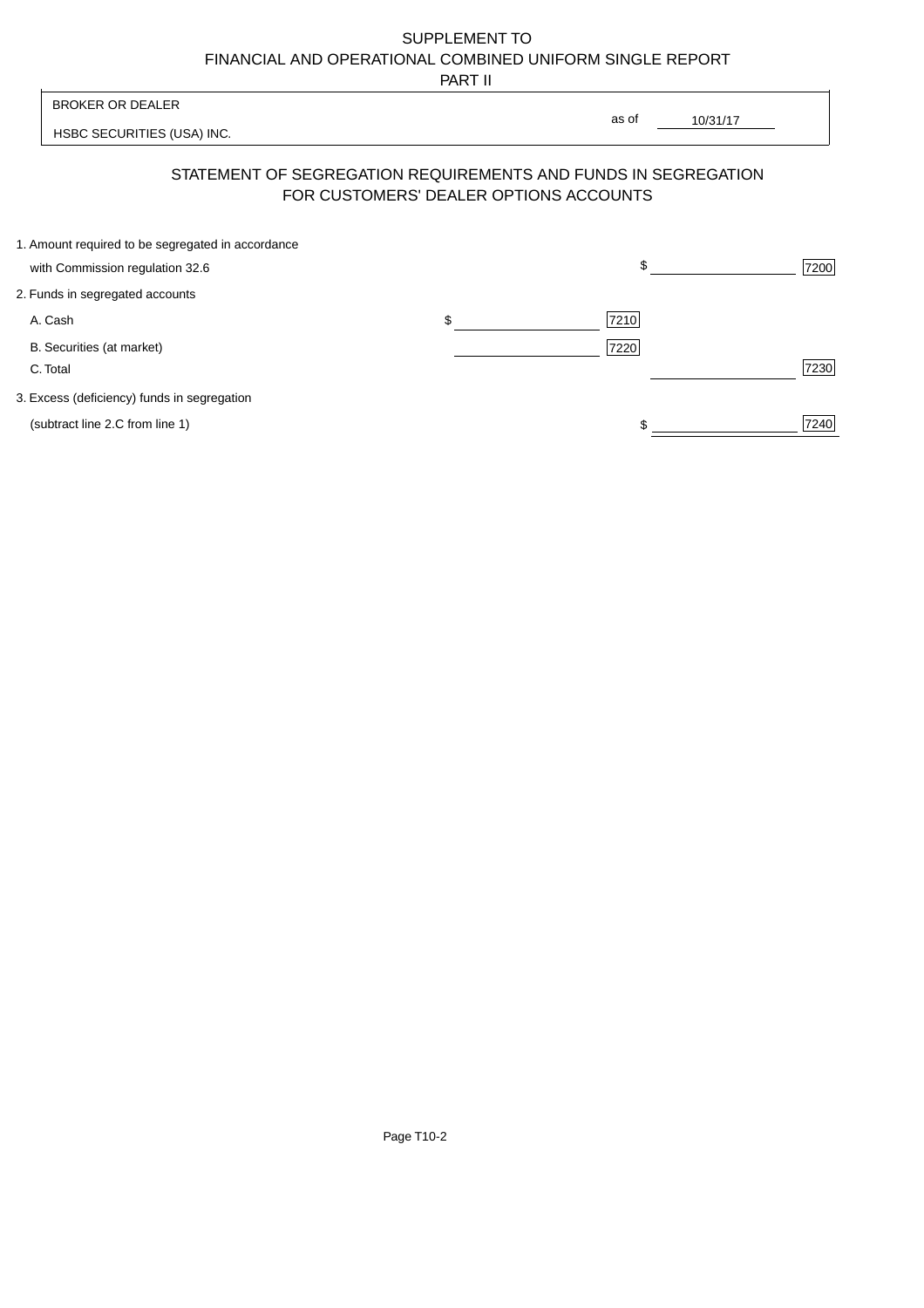SUPPLEMENT TO
FINANCIAL AND OPERATIONAL COMBINED UNIFORM SINGLE REPORT
PART II

BROKER OR DEALER

HSBC SECURITIES (USA) INC.

as of 10/31/17

## STATEMENT OF SEGREGATION REQUIREMENTS AND FUNDS IN SEGREGATION FOR CUSTOMERS' DEALER OPTIONS ACCOUNTS

| | | | | |
|---|---|---|---|---|
| 1. Amount required to be segregated in accordance with Commission regulation 32.6 | | | $ | 7200 |
| 2. Funds in segregated accounts | | | | |
| A. Cash | $ | 7210 | | |
| B. Securities (at market) | | 7220 | | |
| C. Total | | | | 7230 |
| 3. Excess (deficiency) funds in segregation (subtract line 2.C from line 1) | | | $ | 7240 |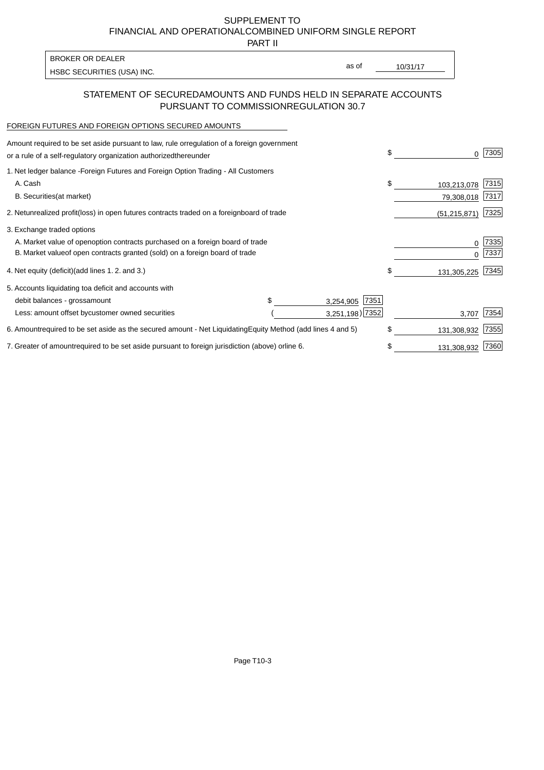SUPPLEMENT TO
FINANCIAL AND OPERATIONAL COMBINED UNIFORM SINGLE REPORT
PART II

| | | |
|---|---|---|
| BROKER OR DEALER | | |
| HSBC SECURITIES (USA) INC. | as of | 10/31/17 |

## STATEMENT OF SECURED AMOUNTS AND FUNDS HELD IN SEPARATE ACCOUNTS PURSUANT TO COMMISSION REGULATION 30.7

FOREIGN FUTURES AND FOREIGN OPTIONS SECURED AMOUNTS

| | | | | | |
|---|---|---|---|---|---|
| Amount required to be set aside pursuant to law, rule or regulation of a foreign government or a rule of a self-regulatory organization authorized thereunder | | | $ | 0 | 7305 |
| 1. Net ledger balance - Foreign Futures and Foreign Option Trading - All Customers | | | | | |
| A. Cash | | | $ | 103,213,078 | 7315 |
| B. Securities (at market) | | | | 79,308,018 | 7317 |
| 2. Net unrealized profit (loss) in open futures contracts traded on a foreign board of trade | | | | (51,215,871) | 7325 |
| 3. Exchange traded options | | | | | |
| A. Market value of open option contracts purchased on a foreign board of trade | | | | 0 | 7335 |
| B. Market value of open contracts granted (sold) on a foreign board of trade | | | | 0 | 7337 |
| 4. Net equity (deficit) (add lines 1. 2. and 3.) | | | $ | 131,305,225 | 7345 |
| 5. Accounts liquidating to a deficit and accounts with | | | | | |
| debit balances - gross amount | $ 3,254,905 | 7351 | | | |
| Less: amount offset by customer owned securities | ( 3,251,198) | 7352 | | 3,707 | 7354 |
| 6. Amount required to be set aside as the secured amount - Net Liquidating Equity Method (add lines 4 and 5) | | | $ | 131,308,932 | 7355 |
| 7. Greater of amount required to be set aside pursuant to foreign jurisdiction (above) or line 6. | | | $ | 131,308,932 | 7360 |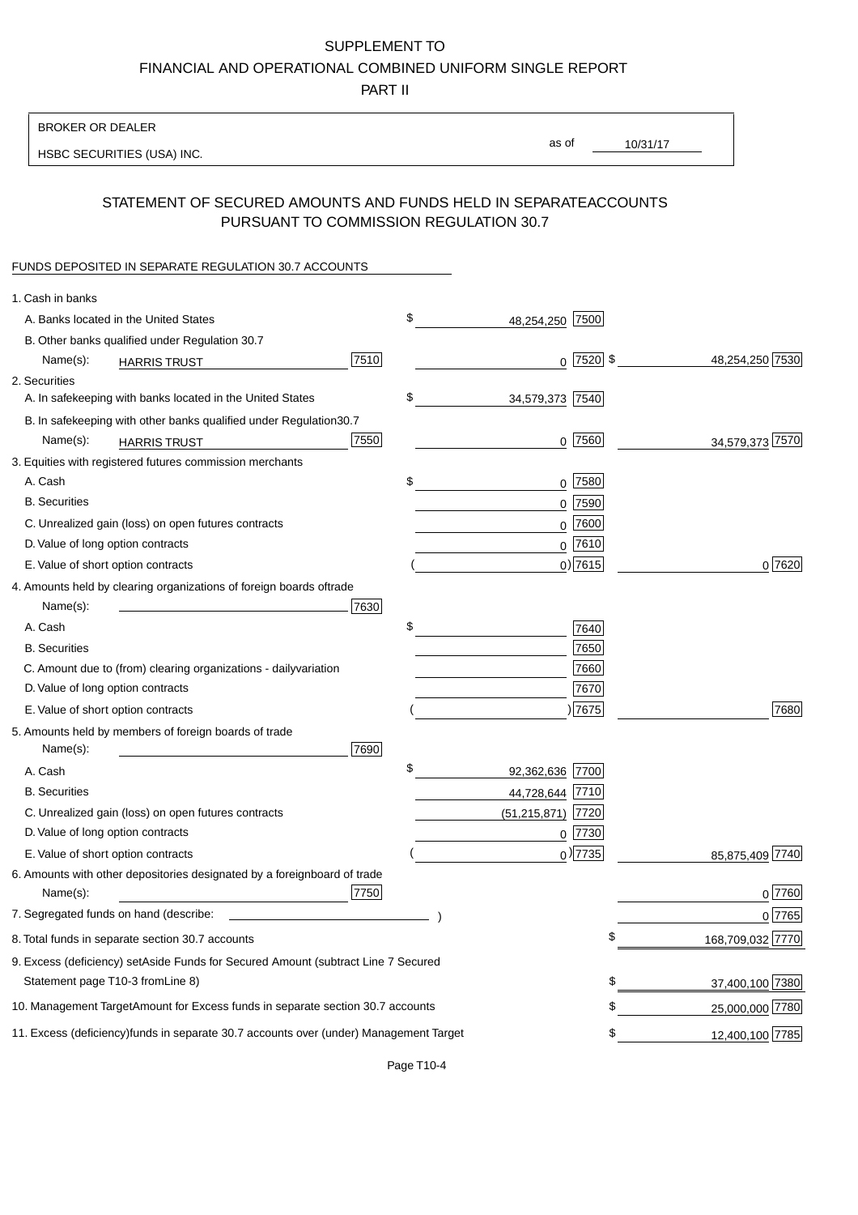SUPPLEMENT TO

FINANCIAL AND OPERATIONAL COMBINED UNIFORM SINGLE REPORT

PART II

BROKER OR DEALER

HSBC SECURITIES (USA) INC.

as of 10/31/17

## STATEMENT OF SECURED AMOUNTS AND FUNDS HELD IN SEPARATE ACCOUNTS PURSUANT TO COMMISSION REGULATION 30.7

FUNDS DEPOSITED IN SEPARATE REGULATION 30.7 ACCOUNTS

| | | | |
|---|---|---|---|
| 1. Cash in banks | | | |
| A. Banks located in the United States | | $ 48,254,250 [7500] | |
| B. Other banks qualified under Regulation 30.7 | | | |
| Name(s): HARRIS TRUST | [7510] | 0 [7520] | $ 48,254,250 [7530] |
| 2. Securities | | | |
| A. In safekeeping with banks located in the United States | | $ 34,579,373 [7540] | |
| B. In safekeeping with other banks qualified under Regulation 30.7 | | | |
| Name(s): HARRIS TRUST | [7550] | 0 [7560] | 34,579,373 [7570] |
| 3. Equities with registered futures commission merchants | | | |
| A. Cash | | $ 0 [7580] | |
| B. Securities | | 0 [7590] | |
| C. Unrealized gain (loss) on open futures contracts | | 0 [7600] | |
| D. Value of long option contracts | | 0 [7610] | |
| E. Value of short option contracts | | ( 0 ) [7615] | 0 [7620] |
| 4. Amounts held by clearing organizations of foreign boards of trade | | | |
| Name(s): | [7630] | | |
| A. Cash | | $ [7640] | |
| B. Securities | | [7650] | |
| C. Amount due to (from) clearing organizations - daily variation | | [7660] | |
| D. Value of long option contracts | | [7670] | |
| E. Value of short option contracts | | ( ) [7675] | [7680] |
| 5. Amounts held by members of foreign boards of trade | | | |
| Name(s): | [7690] | | |
| A. Cash | | $ 92,362,636 [7700] | |
| B. Securities | | 44,728,644 [7710] | |
| C. Unrealized gain (loss) on open futures contracts | | (51,215,871) [7720] | |
| D. Value of long option contracts | | 0 [7730] | |
| E. Value of short option contracts | | ( 0 ) [7735] | 85,875,409 [7740] |
| 6. Amounts with other depositories designated by a foreign board of trade | | | |
| Name(s): | [7750] | | 0 [7760] |
| 7. Segregated funds on hand (describe: ) | | | 0 [7765] |
| 8. Total funds in separate section 30.7 accounts | | | $ 168,709,032 [7770] |
| 9. Excess (deficiency) set Aside Funds for Secured Amount (subtract Line 7 Secured Statement page T10-3 from Line 8) | | | $ 37,400,100 [7380] |
| 10. Management Target Amount for Excess funds in separate section 30.7 accounts | | | $ 25,000,000 [7780] |
| 11. Excess (deficiency) funds in separate 30.7 accounts over (under) Management Target | | | $ 12,400,100 [7785] |

Page T10-4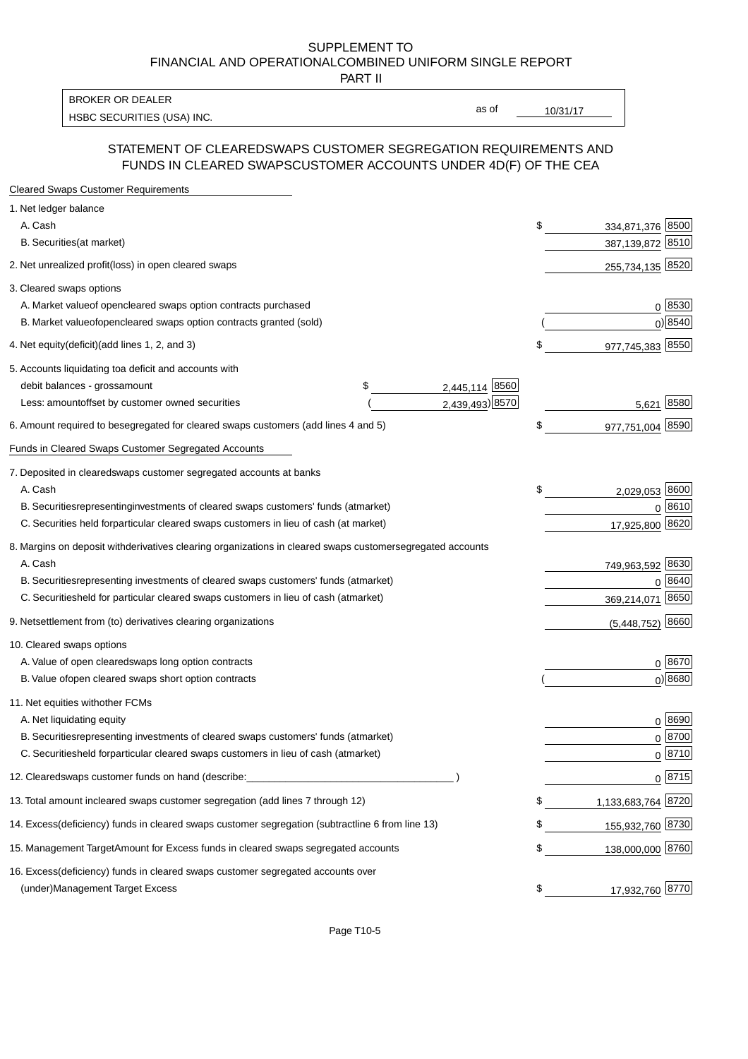SUPPLEMENT TO
FINANCIAL AND OPERATIONAL COMBINED UNIFORM SINGLE REPORT
PART II

| | | |
|---|---|---|
| BROKER OR DEALER<br>HSBC SECURITIES (USA) INC. | as of | 10/31/17 |

## STATEMENT OF CLEARED SWAPS CUSTOMER SEGREGATION REQUIREMENTS AND FUNDS IN CLEARED SWAPS CUSTOMER ACCOUNTS UNDER 4D(F) OF THE CEA

**Cleared Swaps Customer Requirements**

| | | | | |
|---|---|---|---|---|
| 1. Net ledger balance | | | | |
| A. Cash | | | $ 334,871,376 | 8500 |
| B. Securities (at market) | | | 387,139,872 | 8510 |
| 2. Net unrealized profit (loss) in open cleared swaps | | | 255,734,135 | 8520 |
| 3. Cleared swaps options | | | | |
| A. Market value of open cleared swaps option contracts purchased | | | 0 | 8530 |
| B. Market value of open cleared swaps option contracts granted (sold) | | | ( 0) | 8540 |
| 4. Net equity (deficit) (add lines 1, 2, and 3) | | | $ 977,745,383 | 8550 |
| 5. Accounts liquidating to a deficit and accounts with | | | | |
| debit balances - gross amount | $ 2,445,114 | 8560 | | |
| Less: amount offset by customer owned securities | ( 2,439,493) | 8570 | 5,621 | 8580 |
| 6. Amount required to be segregated for cleared swaps customers (add lines 4 and 5) | | | $ 977,751,004 | 8590 |

**Funds in Cleared Swaps Customer Segregated Accounts**

| | | |
|---|---|---|
| 7. Deposited in cleared swaps customer segregated accounts at banks | | |
| A. Cash | $ 2,029,053 | 8600 |
| B. Securities representing investments of cleared swaps customers' funds (at market) | 0 | 8610 |
| C. Securities held for particular cleared swaps customers in lieu of cash (at market) | 17,925,800 | 8620 |
| 8. Margins on deposit with derivatives clearing organizations in cleared swaps customer segregated accounts | | |
| A. Cash | 749,963,592 | 8630 |
| B. Securities representing investments of cleared swaps customers' funds (at market) | 0 | 8640 |
| C. Securities held for particular cleared swaps customers in lieu of cash (at market) | 369,214,071 | 8650 |
| 9. Net settlement from (to) derivatives clearing organizations | (5,448,752) | 8660 |
| 10. Cleared swaps options | | |
| A. Value of open cleared swaps long option contracts | 0 | 8670 |
| B. Value of open cleared swaps short option contracts | ( 0) | 8680 |
| 11. Net equities with other FCMs | | |
| A. Net liquidating equity | 0 | 8690 |
| B. Securities representing investments of cleared swaps customers' funds (at market) | 0 | 8700 |
| C. Securities held for particular cleared swaps customers in lieu of cash (at market) | 0 | 8710 |
| 12. Cleared swaps customer funds on hand (describe: ___ ) | 0 | 8715 |
| 13. Total amount in cleared swaps customer segregation (add lines 7 through 12) | $ 1,133,683,764 | 8720 |
| 14. Excess (deficiency) funds in cleared swaps customer segregation (subtract line 6 from line 13) | $ 155,932,760 | 8730 |
| 15. Management Target Amount for Excess funds in cleared swaps segregated accounts | $ 138,000,000 | 8760 |
| 16. Excess (deficiency) funds in cleared swaps customer segregated accounts over (under) Management Target Excess | $ 17,932,760 | 8770 |

Page T10-5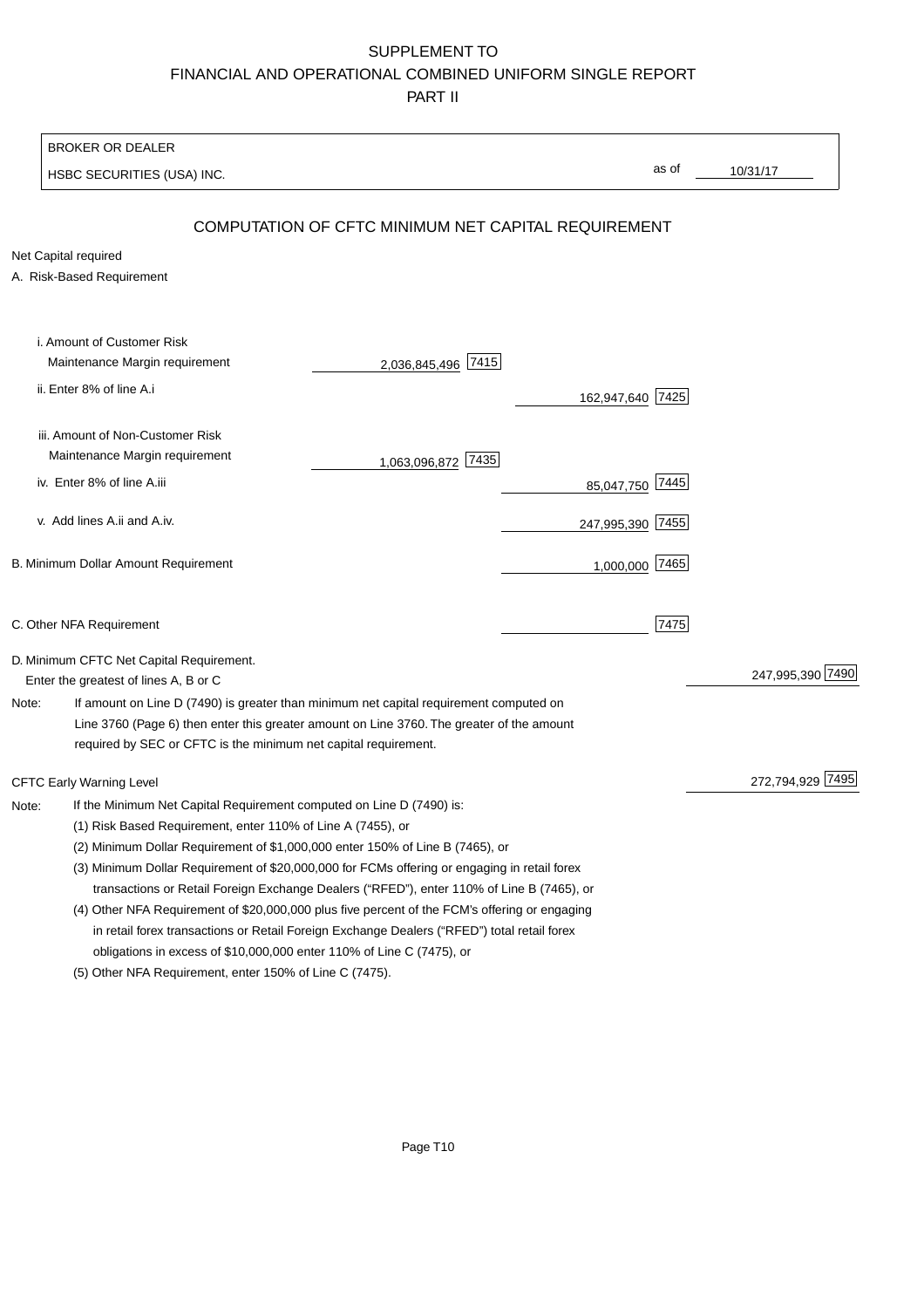# SUPPLEMENT TO
# FINANCIAL AND OPERATIONAL COMBINED UNIFORM SINGLE REPORT
## PART II

BROKER OR DEALER

HSBC SECURITIES (USA) INC. as of 10/31/17

## COMPUTATION OF CFTC MINIMUM NET CAPITAL REQUIREMENT

Net Capital required

A. Risk-Based Requirement

| | | | |
|---|---|---|---|
| i. Amount of Customer Risk Maintenance Margin requirement | 2,036,845,496 [7415] | | |
| ii. Enter 8% of line A.i | | 162,947,640 [7425] | |
| iii. Amount of Non-Customer Risk Maintenance Margin requirement | 1,063,096,872 [7435] | | |
| iv. Enter 8% of line A.iii | | 85,047,750 [7445] | |
| v. Add lines A.ii and A.iv. | | 247,995,390 [7455] | |
| B. Minimum Dollar Amount Requirement | | 1,000,000 [7465] | |
| C. Other NFA Requirement | | [7475] | |
| D. Minimum CFTC Net Capital Requirement. Enter the greatest of lines A, B or C | | | 247,995,390 [7490] |

Note: If amount on Line D (7490) is greater than minimum net capital requirement computed on Line 3760 (Page 6) then enter this greater amount on Line 3760. The greater of the amount required by SEC or CFTC is the minimum net capital requirement.

| | |
|---|---|
| CFTC Early Warning Level | 272,794,929 [7495] |

Note: If the Minimum Net Capital Requirement computed on Line D (7490) is:

(1) Risk Based Requirement, enter 110% of Line A (7455), or

(2) Minimum Dollar Requirement of $1,000,000 enter 150% of Line B (7465), or

(3) Minimum Dollar Requirement of $20,000,000 for FCMs offering or engaging in retail forex transactions or Retail Foreign Exchange Dealers ("RFED"), enter 110% of Line B (7465), or

(4) Other NFA Requirement of $20,000,000 plus five percent of the FCM's offering or engaging in retail forex transactions or Retail Foreign Exchange Dealers ("RFED") total retail forex obligations in excess of $10,000,000 enter 110% of Line C (7475), or

(5) Other NFA Requirement, enter 150% of Line C (7475).